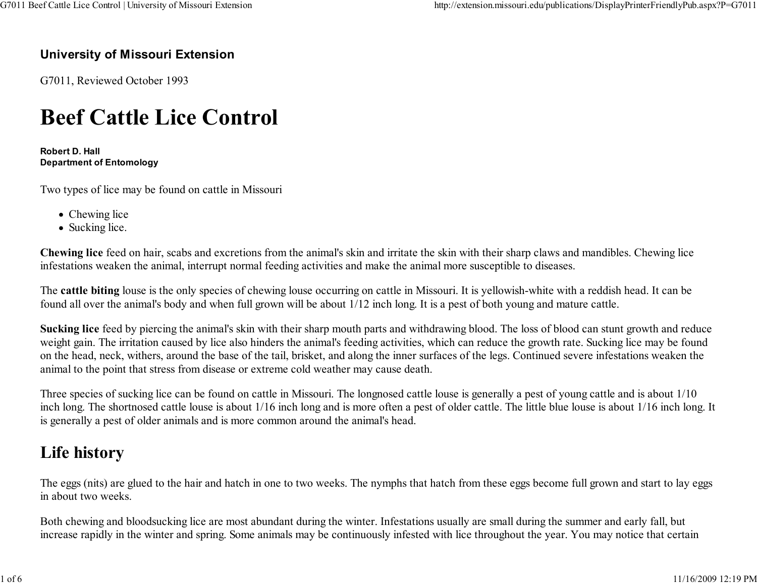**University of Missouri Extension**

G7011, Reviewed October 1993

# Beef Cattle Lice Control

**Robert D. Hall**
**Department of Entomology**

Two types of lice may be found on cattle in Missouri

- Chewing lice
- Sucking lice.

**Chewing lice** feed on hair, scabs and excretions from the animal's skin and irritate the skin with their sharp claws and mandibles. Chewing lice infestations weaken the animal, interrupt normal feeding activities and make the animal more susceptible to diseases.

The **cattle biting** louse is the only species of chewing louse occurring on cattle in Missouri. It is yellowish-white with a reddish head. It can be found all over the animal's body and when full grown will be about 1/12 inch long. It is a pest of both young and mature cattle.

**Sucking lice** feed by piercing the animal's skin with their sharp mouth parts and withdrawing blood. The loss of blood can stunt growth and reduce weight gain. The irritation caused by lice also hinders the animal's feeding activities, which can reduce the growth rate. Sucking lice may be found on the head, neck, withers, around the base of the tail, brisket, and along the inner surfaces of the legs. Continued severe infestations weaken the animal to the point that stress from disease or extreme cold weather may cause death.

Three species of sucking lice can be found on cattle in Missouri. The longnosed cattle louse is generally a pest of young cattle and is about 1/10 inch long. The shortnosed cattle louse is about 1/16 inch long and is more often a pest of older cattle. The little blue louse is about 1/16 inch long. It is generally a pest of older animals and is more common around the animal's head.

## Life history

The eggs (nits) are glued to the hair and hatch in one to two weeks. The nymphs that hatch from these eggs become full grown and start to lay eggs in about two weeks.

Both chewing and bloodsucking lice are most abundant during the winter. Infestations usually are small during the summer and early fall, but increase rapidly in the winter and spring. Some animals may be continuously infested with lice throughout the year. You may notice that certain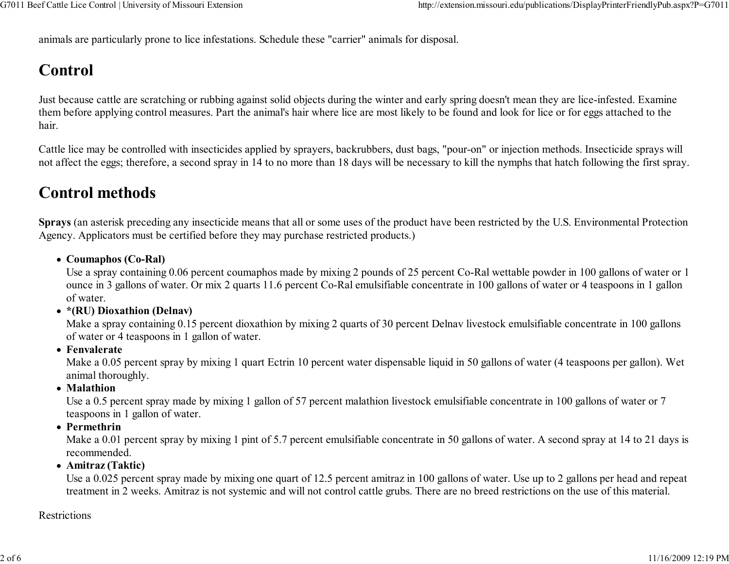animals are particularly prone to lice infestations. Schedule these "carrier" animals for disposal.

## Control

Just because cattle are scratching or rubbing against solid objects during the winter and early spring doesn't mean they are lice-infested. Examine them before applying control measures. Part the animal's hair where lice are most likely to be found and look for lice or for eggs attached to the hair.

Cattle lice may be controlled with insecticides applied by sprayers, backrubbers, dust bags, "pour-on" or injection methods. Insecticide sprays will not affect the eggs; therefore, a second spray in 14 to no more than 18 days will be necessary to kill the nymphs that hatch following the first spray.

## Control methods

**Sprays** (an asterisk preceding any insecticide means that all or some uses of the product have been restricted by the U.S. Environmental Protection Agency. Applicators must be certified before they may purchase restricted products.)

- **Coumaphos (Co-Ral)**
  Use a spray containing 0.06 percent coumaphos made by mixing 2 pounds of 25 percent Co-Ral wettable powder in 100 gallons of water or 1 ounce in 3 gallons of water. Or mix 2 quarts 11.6 percent Co-Ral emulsifiable concentrate in 100 gallons of water or 4 teaspoons in 1 gallon of water.
- ***(RU) Dioxathion (Delnav)**
  Make a spray containing 0.15 percent dioxathion by mixing 2 quarts of 30 percent Delnav livestock emulsifiable concentrate in 100 gallons of water or 4 teaspoons in 1 gallon of water.
- **Fenvalerate**
  Make a 0.05 percent spray by mixing 1 quart Ectrin 10 percent water dispensable liquid in 50 gallons of water (4 teaspoons per gallon). Wet animal thoroughly.
- **Malathion**
  Use a 0.5 percent spray made by mixing 1 gallon of 57 percent malathion livestock emulsifiable concentrate in 100 gallons of water or 7 teaspoons in 1 gallon of water.
- **Permethrin**
  Make a 0.01 percent spray by mixing 1 pint of 5.7 percent emulsifiable concentrate in 50 gallons of water. A second spray at 14 to 21 days is recommended.
- **Amitraz (Taktic)**
  Use a 0.025 percent spray made by mixing one quart of 12.5 percent amitraz in 100 gallons of water. Use up to 2 gallons per head and repeat treatment in 2 weeks. Amitraz is not systemic and will not control cattle grubs. There are no breed restrictions on the use of this material.

Restrictions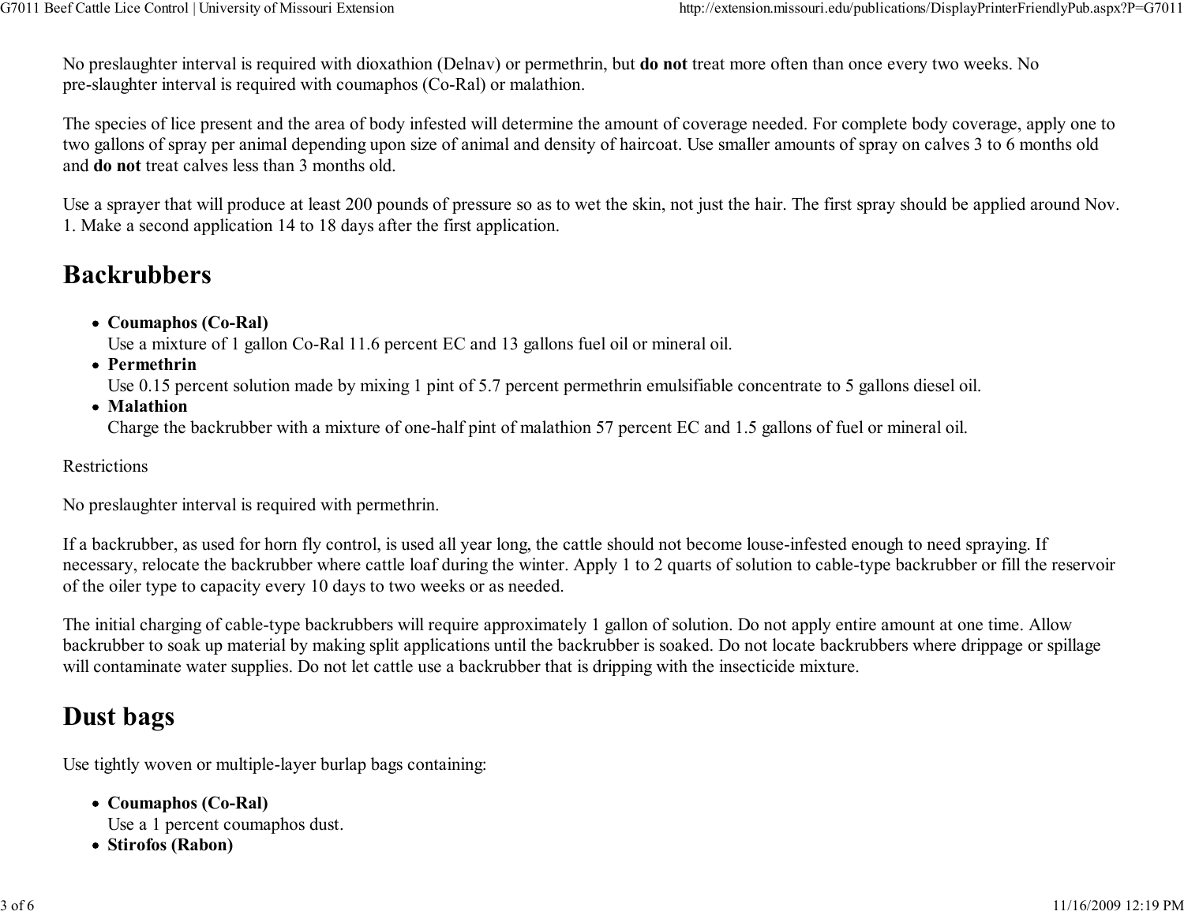No preslaughter interval is required with dioxathion (Delnav) or permethrin, but **do not** treat more often than once every two weeks. No pre-slaughter interval is required with coumaphos (Co-Ral) or malathion.

The species of lice present and the area of body infested will determine the amount of coverage needed. For complete body coverage, apply one to two gallons of spray per animal depending upon size of animal and density of haircoat. Use smaller amounts of spray on calves 3 to 6 months old and **do not** treat calves less than 3 months old.

Use a sprayer that will produce at least 200 pounds of pressure so as to wet the skin, not just the hair. The first spray should be applied around Nov. 1. Make a second application 14 to 18 days after the first application.

## Backrubbers

- **Coumaphos (Co-Ral)**
  Use a mixture of 1 gallon Co-Ral 11.6 percent EC and 13 gallons fuel oil or mineral oil.
- **Permethrin**
  Use 0.15 percent solution made by mixing 1 pint of 5.7 percent permethrin emulsifiable concentrate to 5 gallons diesel oil.
- **Malathion**
  Charge the backrubber with a mixture of one-half pint of malathion 57 percent EC and 1.5 gallons of fuel or mineral oil.

Restrictions

No preslaughter interval is required with permethrin.

If a backrubber, as used for horn fly control, is used all year long, the cattle should not become louse-infested enough to need spraying. If necessary, relocate the backrubber where cattle loaf during the winter. Apply 1 to 2 quarts of solution to cable-type backrubber or fill the reservoir of the oiler type to capacity every 10 days to two weeks or as needed.

The initial charging of cable-type backrubbers will require approximately 1 gallon of solution. Do not apply entire amount at one time. Allow backrubber to soak up material by making split applications until the backrubber is soaked. Do not locate backrubbers where drippage or spillage will contaminate water supplies. Do not let cattle use a backrubber that is dripping with the insecticide mixture.

## Dust bags

Use tightly woven or multiple-layer burlap bags containing:

- **Coumaphos (Co-Ral)**
  Use a 1 percent coumaphos dust.
- **Stirofos (Rabon)**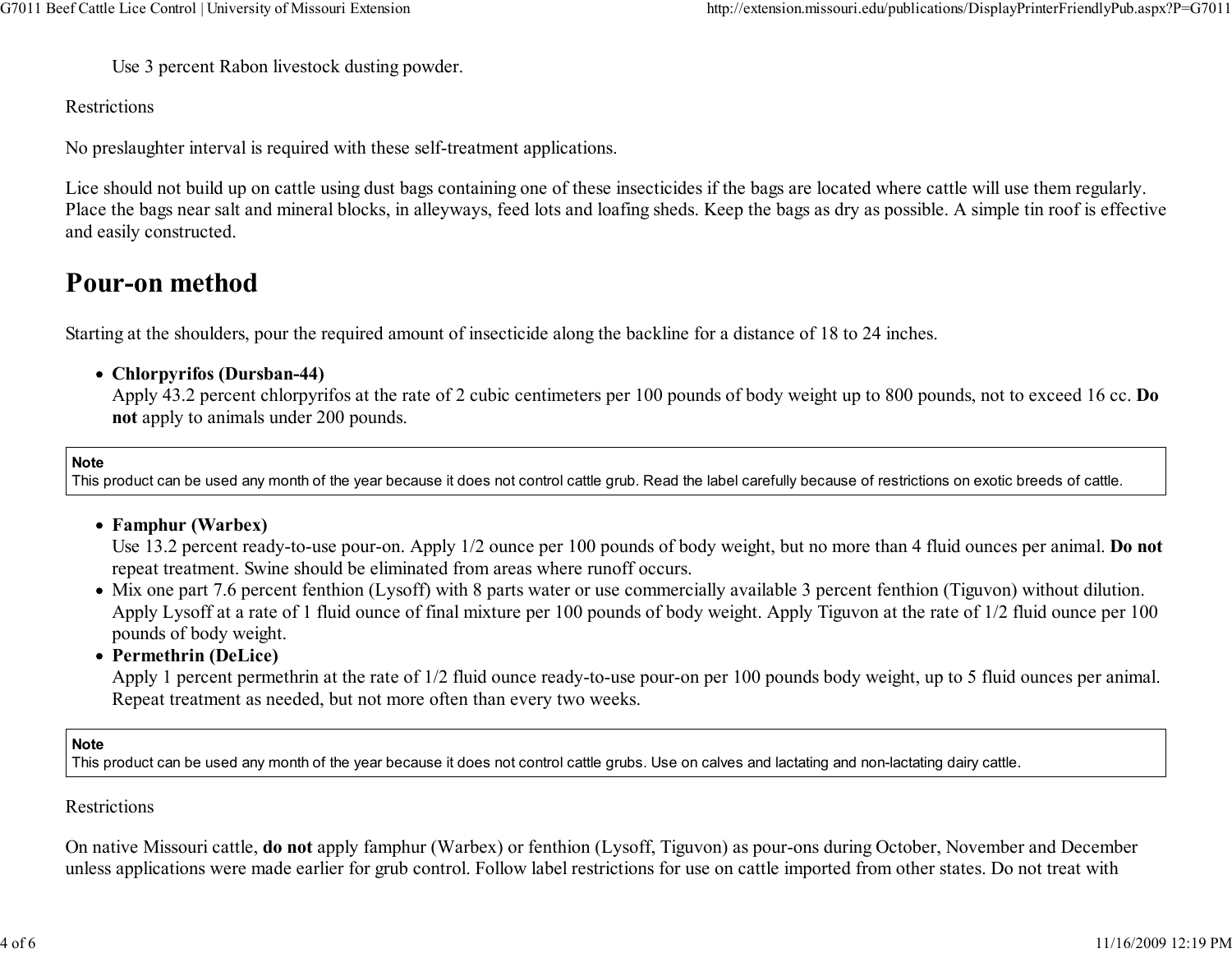Use 3 percent Rabon livestock dusting powder.

Restrictions

No preslaughter interval is required with these self-treatment applications.

Lice should not build up on cattle using dust bags containing one of these insecticides if the bags are located where cattle will use them regularly. Place the bags near salt and mineral blocks, in alleyways, feed lots and loafing sheds. Keep the bags as dry as possible. A simple tin roof is effective and easily constructed.

## Pour-on method

Starting at the shoulders, pour the required amount of insecticide along the backline for a distance of 18 to 24 inches.

- **Chlorpyrifos (Dursban-44)**
  Apply 43.2 percent chlorpyrifos at the rate of 2 cubic centimeters per 100 pounds of body weight up to 800 pounds, not to exceed 16 cc. **Do not** apply to animals under 200 pounds.

> **Note**
> This product can be used any month of the year because it does not control cattle grub. Read the label carefully because of restrictions on exotic breeds of cattle.

- **Famphur (Warbex)**
  Use 13.2 percent ready-to-use pour-on. Apply 1/2 ounce per 100 pounds of body weight, but no more than 4 fluid ounces per animal. **Do not** repeat treatment. Swine should be eliminated from areas where runoff occurs.
- Mix one part 7.6 percent fenthion (Lysoff) with 8 parts water or use commercially available 3 percent fenthion (Tiguvon) without dilution. Apply Lysoff at a rate of 1 fluid ounce of final mixture per 100 pounds of body weight. Apply Tiguvon at the rate of 1/2 fluid ounce per 100 pounds of body weight.
- **Permethrin (DeLice)**
  Apply 1 percent permethrin at the rate of 1/2 fluid ounce ready-to-use pour-on per 100 pounds body weight, up to 5 fluid ounces per animal. Repeat treatment as needed, but not more often than every two weeks.

> **Note**
> This product can be used any month of the year because it does not control cattle grubs. Use on calves and lactating and non-lactating dairy cattle.

Restrictions

On native Missouri cattle, **do not** apply famphur (Warbex) or fenthion (Lysoff, Tiguvon) as pour-ons during October, November and December unless applications were made earlier for grub control. Follow label restrictions for use on cattle imported from other states. Do not treat with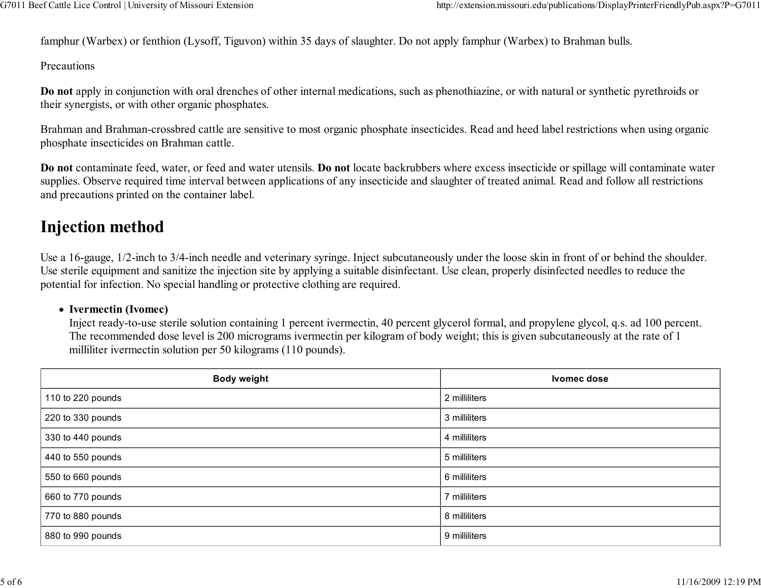famphur (Warbex) or fenthion (Lysoff, Tiguvon) within 35 days of slaughter. Do not apply famphur (Warbex) to Brahman bulls.

Precautions

**Do not** apply in conjunction with oral drenches of other internal medications, such as phenothiazine, or with natural or synthetic pyrethroids or their synergists, or with other organic phosphates.

Brahman and Brahman-crossbred cattle are sensitive to most organic phosphate insecticides. Read and heed label restrictions when using organic phosphate insecticides on Brahman cattle.

**Do not** contaminate feed, water, or feed and water utensils. **Do not** locate backrubbers where excess insecticide or spillage will contaminate water supplies. Observe required time interval between applications of any insecticide and slaughter of treated animal. Read and follow all restrictions and precautions printed on the container label.

## Injection method

Use a 16-gauge, 1/2-inch to 3/4-inch needle and veterinary syringe. Inject subcutaneously under the loose skin in front of or behind the shoulder. Use sterile equipment and sanitize the injection site by applying a suitable disinfectant. Use clean, properly disinfected needles to reduce the potential for infection. No special handling or protective clothing are required.

- **Ivermectin (Ivomec)**
  Inject ready-to-use sterile solution containing 1 percent ivermectin, 40 percent glycerol formal, and propylene glycol, q.s. ad 100 percent. The recommended dose level is 200 micrograms ivermectin per kilogram of body weight; this is given subcutaneously at the rate of 1 milliliter ivermectin solution per 50 kilograms (110 pounds).

| Body weight | Ivomec dose |
|---|---|
| 110 to 220 pounds | 2 milliliters |
| 220 to 330 pounds | 3 milliliters |
| 330 to 440 pounds | 4 milliliters |
| 440 to 550 pounds | 5 milliliters |
| 550 to 660 pounds | 6 milliliters |
| 660 to 770 pounds | 7 milliliters |
| 770 to 880 pounds | 8 milliliters |
| 880 to 990 pounds | 9 milliliters |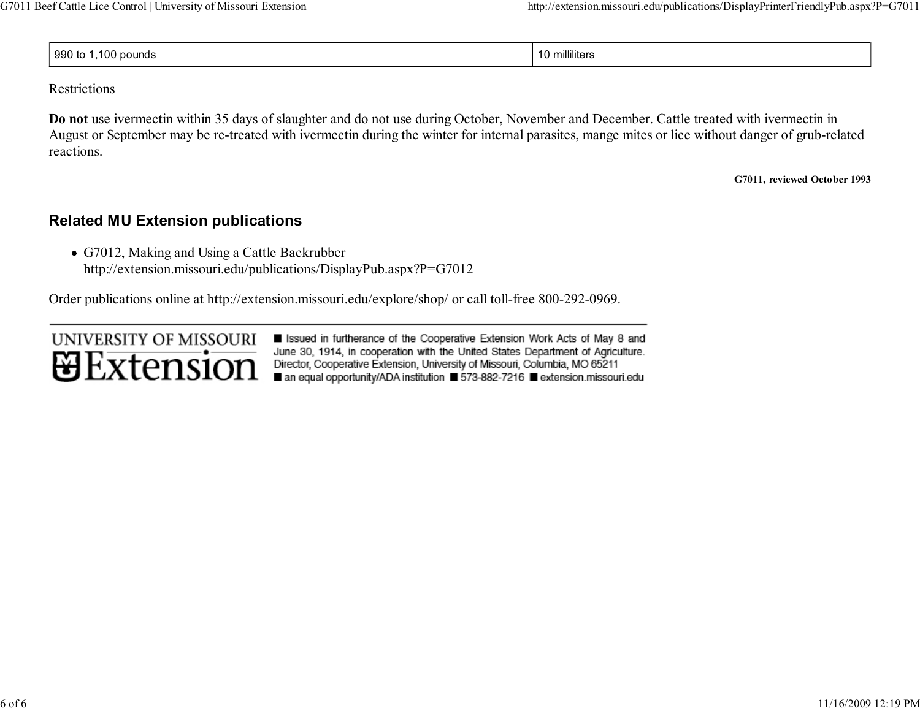| | |
|---|---|
| 990 to 1,100 pounds | 10 milliliters |

Restrictions

**Do not** use ivermectin within 35 days of slaughter and do not use during October, November and December. Cattle treated with ivermectin in August or September may be re-treated with ivermectin during the winter for internal parasites, mange mites or lice without danger of grub-related reactions.

**G7011, reviewed October 1993**

## Related MU Extension publications

- G7012, Making and Using a Cattle Backrubber
  http://extension.missouri.edu/publications/DisplayPub.aspx?P=G7012

Order publications online at http://extension.missouri.edu/explore/shop/ or call toll-free 800-292-0969.

UNIVERSITY OF MISSOURI Extension

■ Issued in furtherance of the Cooperative Extension Work Acts of May 8 and June 30, 1914, in cooperation with the United States Department of Agriculture. Director, Cooperative Extension, University of Missouri, Columbia, MO 65211 ■ an equal opportunity/ADA institution ■ 573-882-7216 ■ extension.missouri.edu